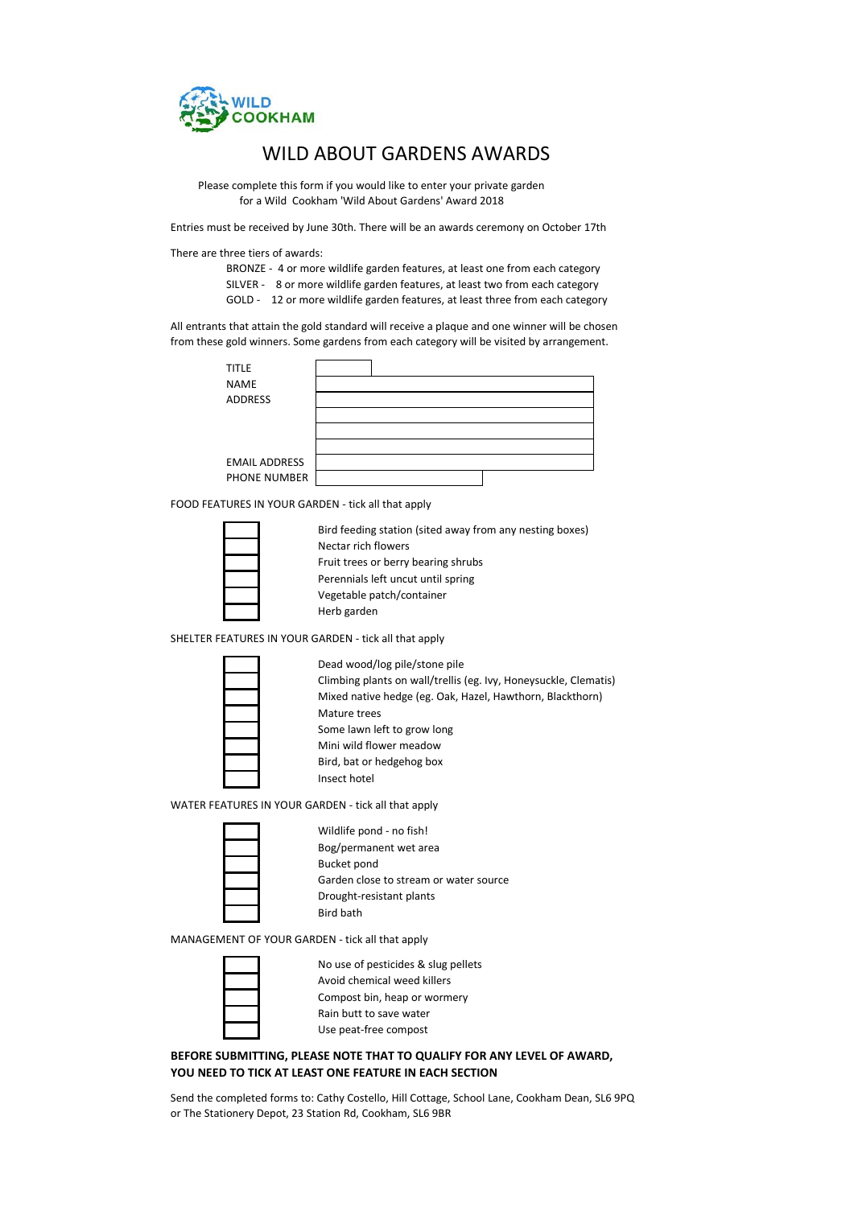WILD COOKHAM

# WILD ABOUT GARDENS AWARDS

Please complete this form if you would like to enter your private garden for a Wild Cookham 'Wild About Gardens' Award 2018

Entries must be received by June 30th. There will be an awards ceremony on October 17th

There are three tiers of awards:

- BRONZE - 4 or more wildlife garden features, at least one from each category
- SILVER - 8 or more wildlife garden features, at least two from each category
- GOLD - 12 or more wildlife garden features, at least three from each category

All entrants that attain the gold standard will receive a plaque and one winner will be chosen from these gold winners. Some gardens from each category will be visited by arrangement.

| | |
|---|---|
| TITLE | |
| NAME | |
| ADDRESS | |
| | |
| | |
| | |
| EMAIL ADDRESS | |
| PHONE NUMBER | |

FOOD FEATURES IN YOUR GARDEN - tick all that apply

- [ ] Bird feeding station (sited away from any nesting boxes)
- [ ] Nectar rich flowers
- [ ] Fruit trees or berry bearing shrubs
- [ ] Perennials left uncut until spring
- [ ] Vegetable patch/container
- [ ] Herb garden

SHELTER FEATURES IN YOUR GARDEN - tick all that apply

- [ ] Dead wood/log pile/stone pile
- [ ] Climbing plants on wall/trellis (eg. Ivy, Honeysuckle, Clematis)
- [ ] Mixed native hedge (eg. Oak, Hazel, Hawthorn, Blackthorn)
- [ ] Mature trees
- [ ] Some lawn left to grow long
- [ ] Mini wild flower meadow
- [ ] Bird, bat or hedgehog box
- [ ] Insect hotel

WATER FEATURES IN YOUR GARDEN - tick all that apply

- [ ] Wildlife pond - no fish!
- [ ] Bog/permanent wet area
- [ ] Bucket pond
- [ ] Garden close to stream or water source
- [ ] Drought-resistant plants
- [ ] Bird bath

MANAGEMENT OF YOUR GARDEN - tick all that apply

- [ ] No use of pesticides & slug pellets
- [ ] Avoid chemical weed killers
- [ ] Compost bin, heap or wormery
- [ ] Rain butt to save water
- [ ] Use peat-free compost

**BEFORE SUBMITTING, PLEASE NOTE THAT TO QUALIFY FOR ANY LEVEL OF AWARD, YOU NEED TO TICK AT LEAST ONE FEATURE IN EACH SECTION**

Send the completed forms to: Cathy Costello, Hill Cottage, School Lane, Cookham Dean, SL6 9PQ or The Stationery Depot, 23 Station Rd, Cookham, SL6 9BR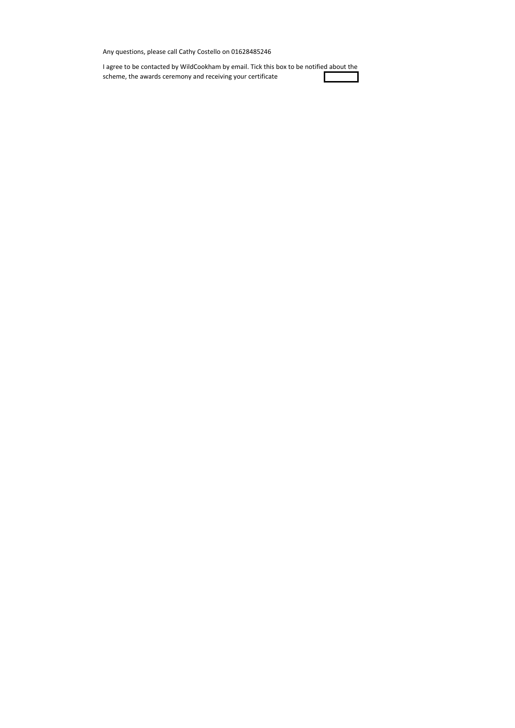Any questions, please call Cathy Costello on 01628485246

I agree to be contacted by WildCookham by email. Tick this box to be notified about the scheme, the awards ceremony and receiving your certificate ☐